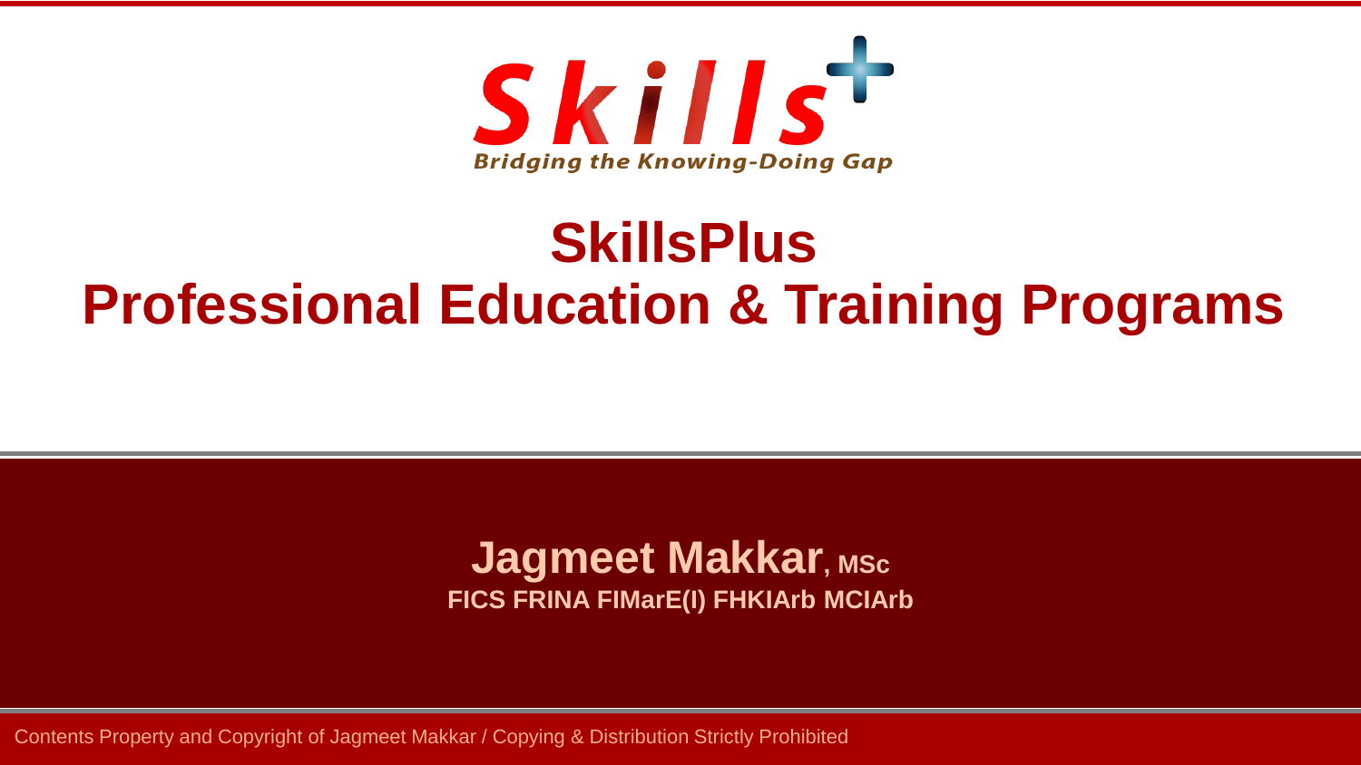Skills+

Bridging the Knowing-Doing Gap

# SkillsPlus
# Professional Education & Training Programs

**Jagmeet Makkar**, **MSc**

**FICS FRINA FIMarE(I) FHKIArb MCIArb**

Contents Property and Copyright of Jagmeet Makkar / Copying & Distribution Strictly Prohibited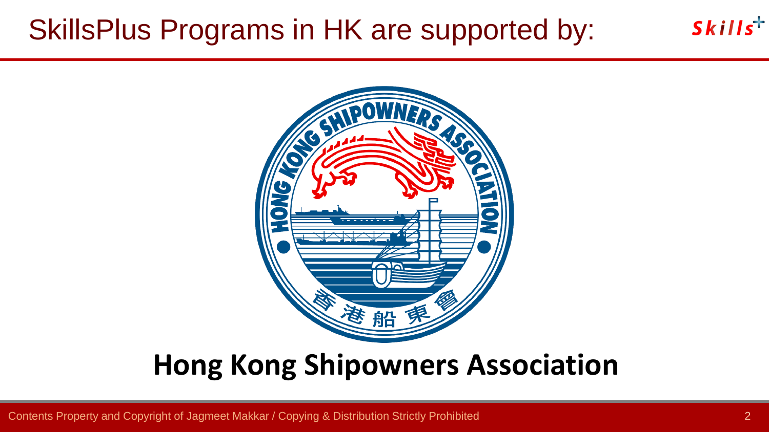# SkillsPlus Programs in HK are supported by:

**Hong Kong Shipowners Association**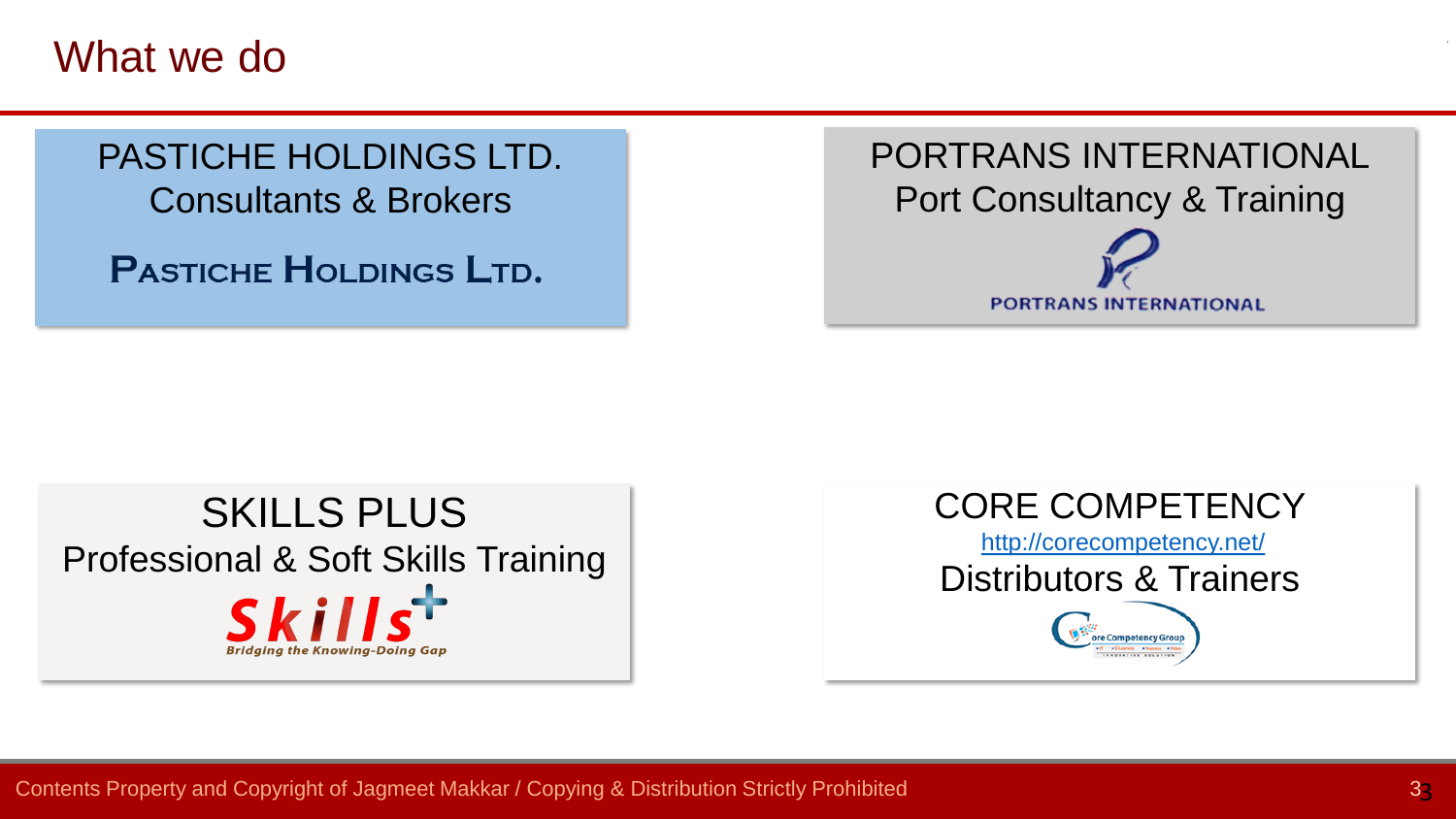# What we do

## PASTICHE HOLDINGS LTD.
Consultants & Brokers

**PASTICHE HOLDINGS LTD.**

## PORTRANS INTERNATIONAL
Port Consultancy & Training

PORTRANS INTERNATIONAL

## SKILLS PLUS
Professional & Soft Skills Training

*Skills+*
*Bridging the Knowing-Doing Gap*

## CORE COMPETENCY
http://corecompetency.net/

Distributors & Trainers

Core Competency Group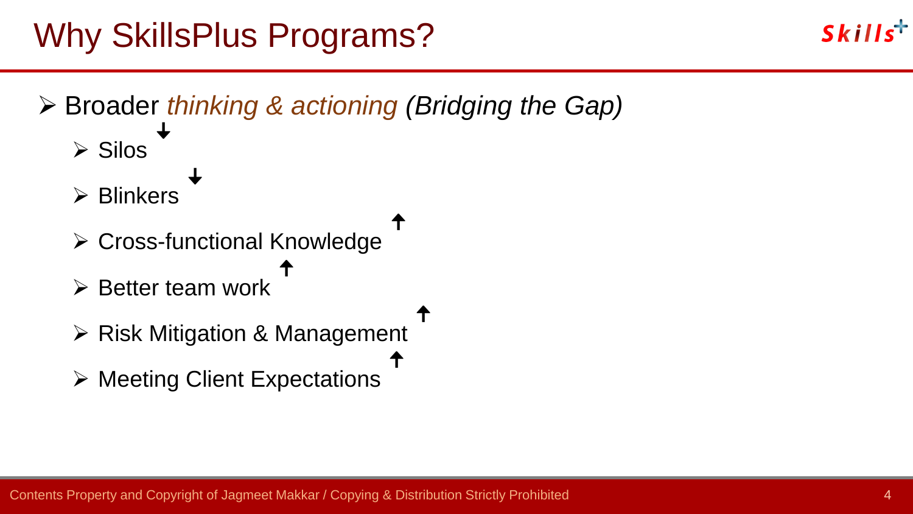# Why SillsPlus Programs?

- Broader *thinking & actioning* *(Bridging the Gap)*
  - Silos ↓
  - Blinkers ↓
  - Cross-functional Knowledge ↑
  - Better team work ↑
  - Risk Mitigation & Management ↑
  - Meeting Client Expectations ↑

Contents Property and Copyright of Jagmeet Makkar / Copying & Distribution Strictly Prohibited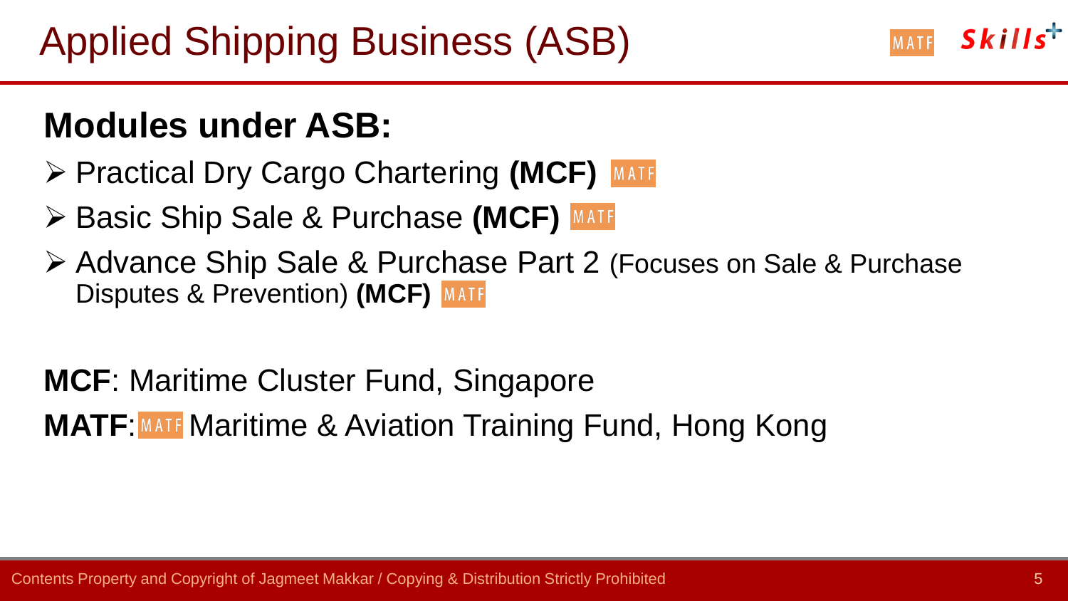# Applied Shipping Business (ASB)

## Modules under ASB:

- Practical Dry Cargo Chartering **(MCF)** MATF
- Basic Ship Sale & Purchase **(MCF)** MATF
- Advance Ship Sale & Purchase Part 2 (Focuses on Sale & Purchase Disputes & Prevention) **(MCF)** MATF

**MCF**: Maritime Cluster Fund, Singapore

**MATF**: MATF Maritime & Aviation Training Fund, Hong Kong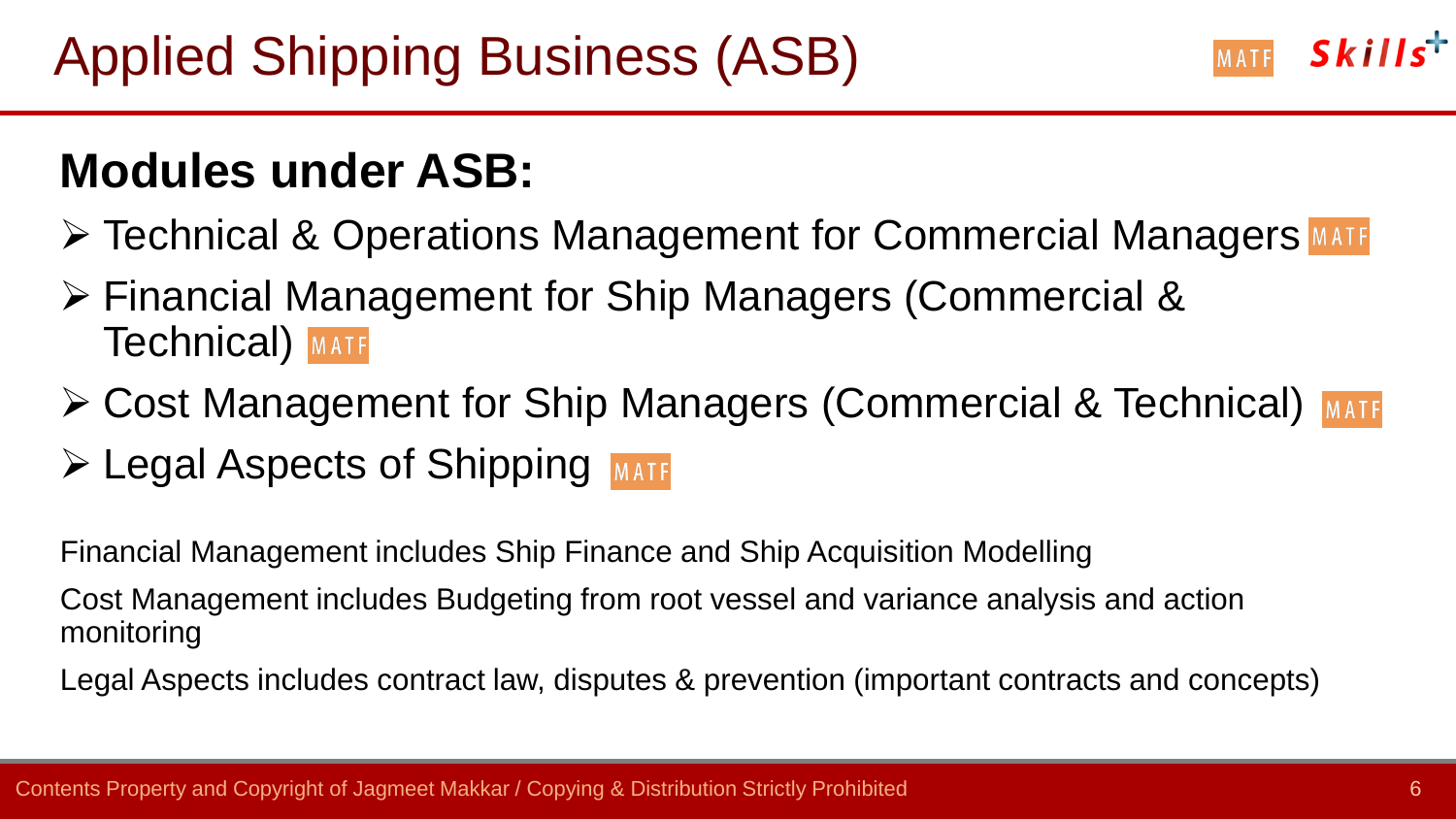# Applied Shipping Business (ASB)

## Modules under ASB:

- Technical & Operations Management for Commercial Managers MATF
- Financial Management for Ship Managers (Commercial & Technical) MATF
- Cost Management for Ship Managers (Commercial & Technical) MATF
- Legal Aspects of Shipping MATF

Financial Management includes Ship Finance and Ship Acquisition Modelling

Cost Management includes Budgeting from root vessel and variance analysis and action monitoring

Legal Aspects includes contract law, disputes & prevention (important contracts and concepts)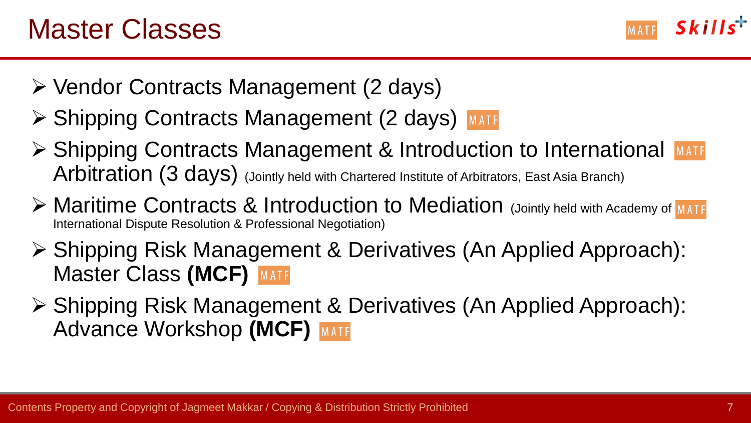# Master Classes

- Vendor Contracts Management (2 days)
- Shipping Contracts Management (2 days) MATF
- Shipping Contracts Management & Introduction to International Arbitration (3 days) (Jointly held with Chartered Institute of Arbitrators, East Asia Branch) MATF
- Maritime Contracts & Introduction to Mediation (Jointly held with Academy of International Dispute Resolution & Professional Negotiation) MATF
- Shipping Risk Management & Derivatives (An Applied Approach): Master Class **(MCF)** MATF
- Shipping Risk Management & Derivatives (An Applied Approach): Advance Workshop **(MCF)** MATF

Contents Property and Copyright of Jagmeet Makkar / Copying & Distribution Strictly Prohibited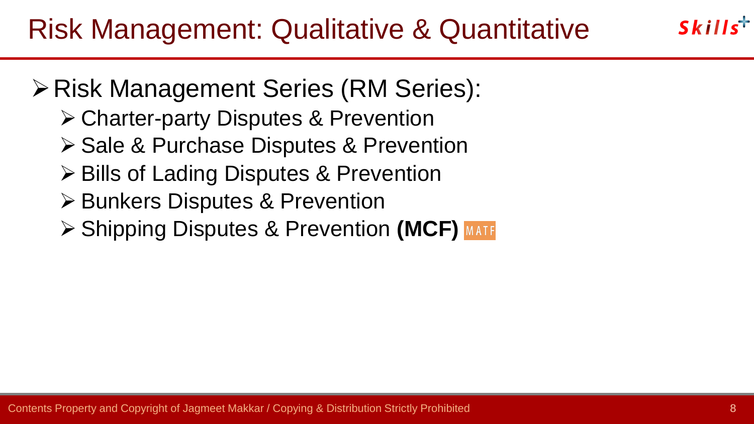# Risk Management: Qualitative & Quantitative

- Risk Management Series (RM Series):
  - Charter-party Disputes & Prevention
  - Sale & Purchase Disputes & Prevention
  - Bills of Lading Disputes & Prevention
  - Bunkers Disputes & Prevention
  - Shipping Disputes & Prevention **(MCF)** MATF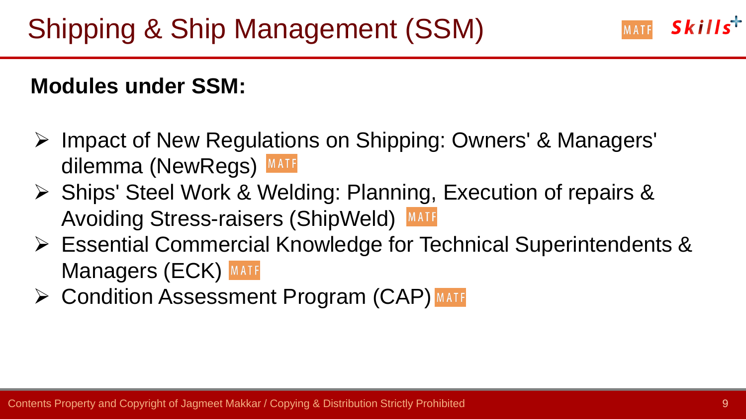# Shipping & Ship Management (SSM)

**Modules under SSM:**

- Impact of New Regulations on Shipping: Owners' & Managers' dilemma (NewRegs) MATF
- Ships' Steel Work & Welding: Planning, Execution of repairs & Avoiding Stress-raisers (ShipWeld) MATF
- Essential Commercial Knowledge for Technical Superintendents & Managers (ECK) MATF
- Condition Assessment Program (CAP) MATF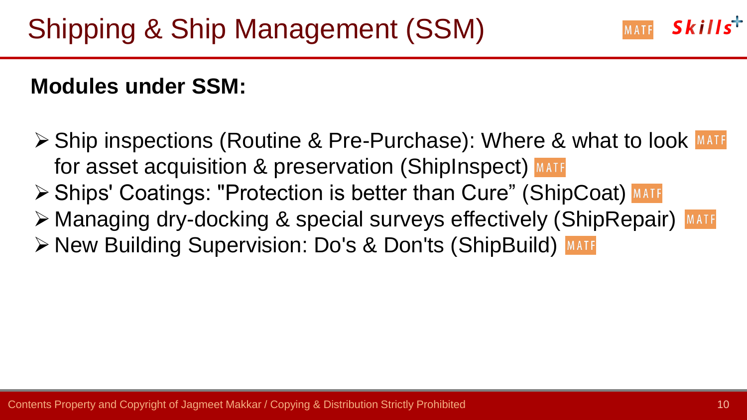# Shipping & Ship Management (SSM)

**Modules under SSM:**

- Ship inspections (Routine & Pre-Purchase): Where & what to look for asset acquisition & preservation (ShipInspect)
- Ships' Coatings: "Protection is better than Cure" (ShipCoat)
- Managing dry-docking & special surveys effectively (ShipRepair)
- New Building Supervision: Do's & Don'ts (ShipBuild)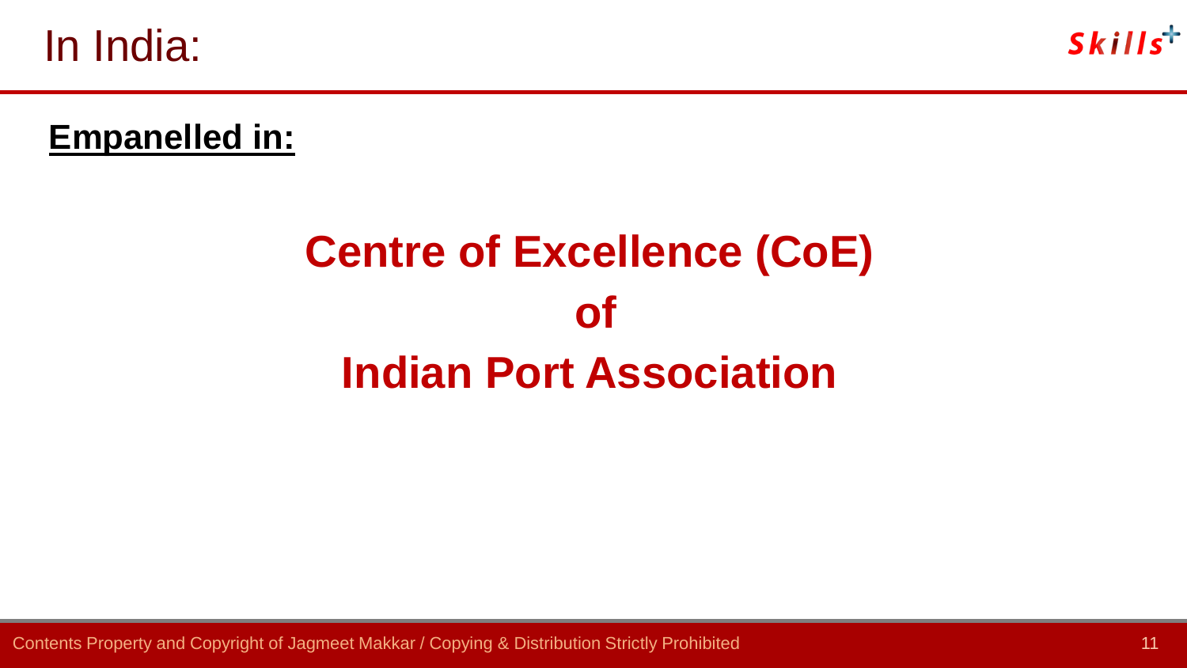# In India:

**Empanelled in:**

## Centre of Excellence (CoE)
## of
## Indian Port Association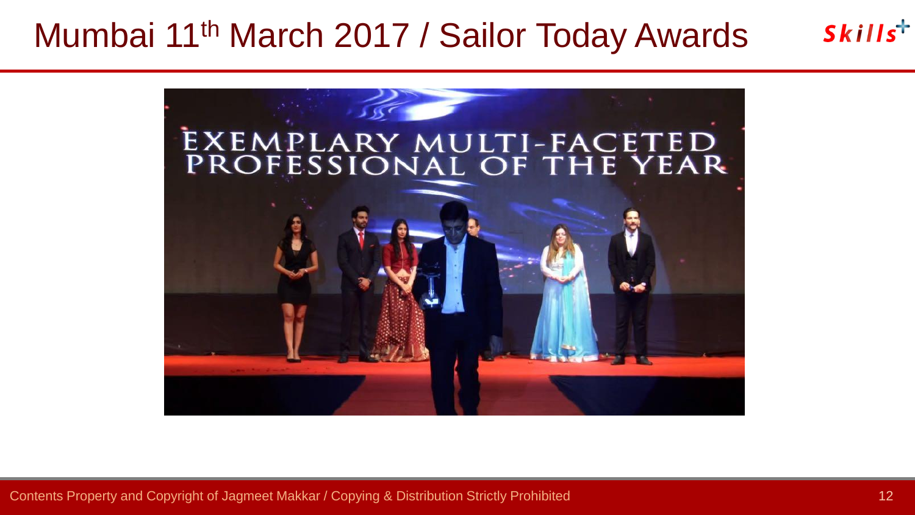# Mumbai 11th March 2017 / Sailor Today Awards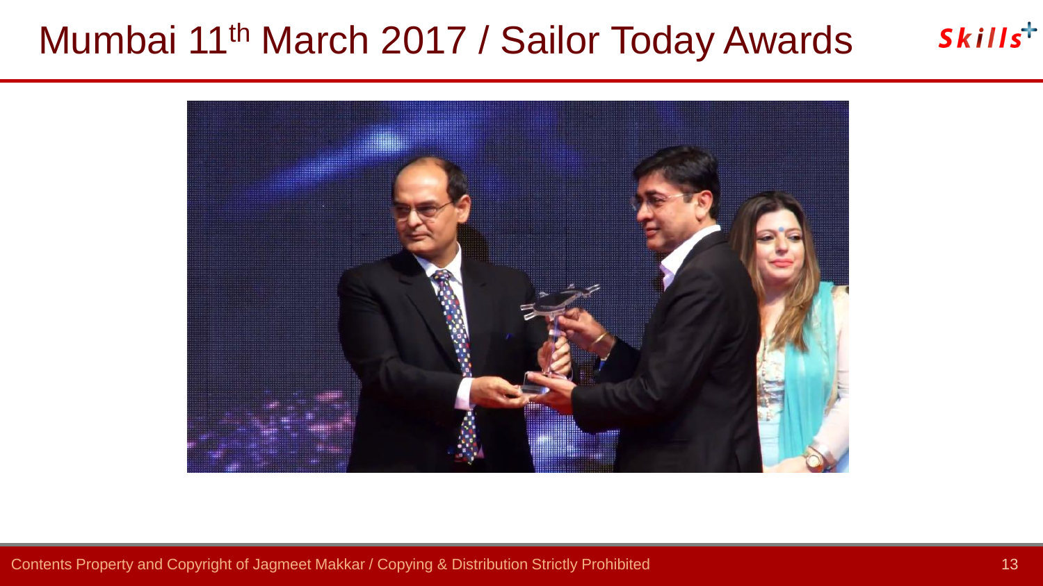# Mumbai 11th March 2017 / Sailor Today Awards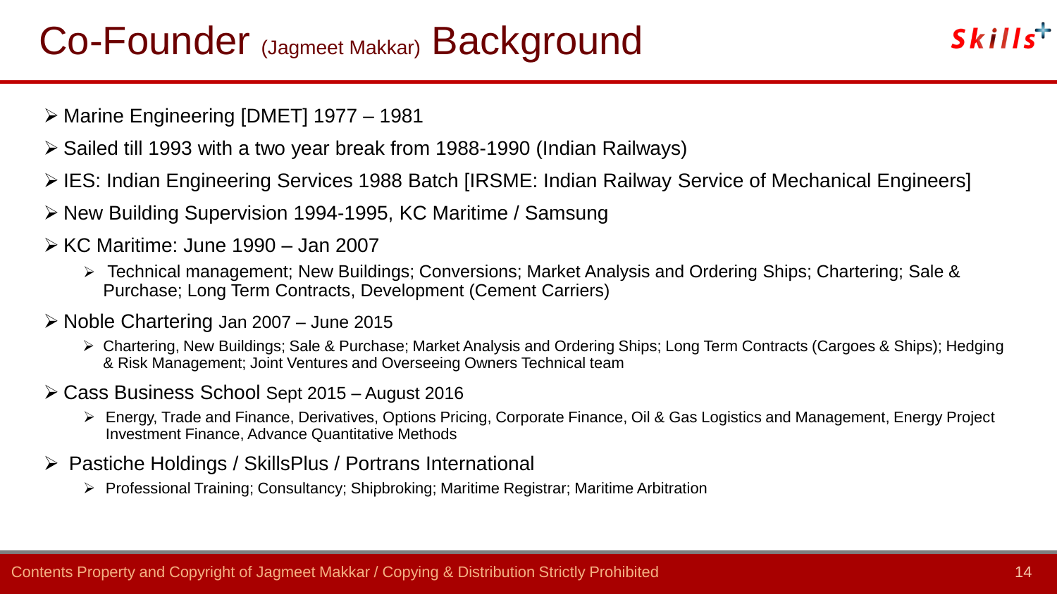# Co-Founder (Jagmeet Makkar) Background

- Marine Engineering [DMET] 1977 – 1981
- Sailed till 1993 with a two year break from 1988-1990 (Indian Railways)
- IES: Indian Engineering Services 1988 Batch [IRSME: Indian Railway Service of Mechanical Engineers]
- New Building Supervision 1994-1995, KC Maritime / Samsung
- KC Maritime: June 1990 – Jan 2007
  - Technical management; New Buildings; Conversions; Market Analysis and Ordering Ships; Chartering; Sale & Purchase; Long Term Contracts, Development (Cement Carriers)
- Noble Chartering Jan 2007 – June 2015
  - Chartering, New Buildings; Sale & Purchase; Market Analysis and Ordering Ships; Long Term Contracts (Cargoes & Ships); Hedging & Risk Management; Joint Ventures and Overseeing Owners Technical team
- Cass Business School Sept 2015 – August 2016
  - Energy, Trade and Finance, Derivatives, Options Pricing, Corporate Finance, Oil & Gas Logistics and Management, Energy Project Investment Finance, Advance Quantitative Methods
- Pastiche Holdings / SkillsPlus / Portrans International
  - Professional Training; Consultancy; Shipbroking; Maritime Registrar; Maritime Arbitration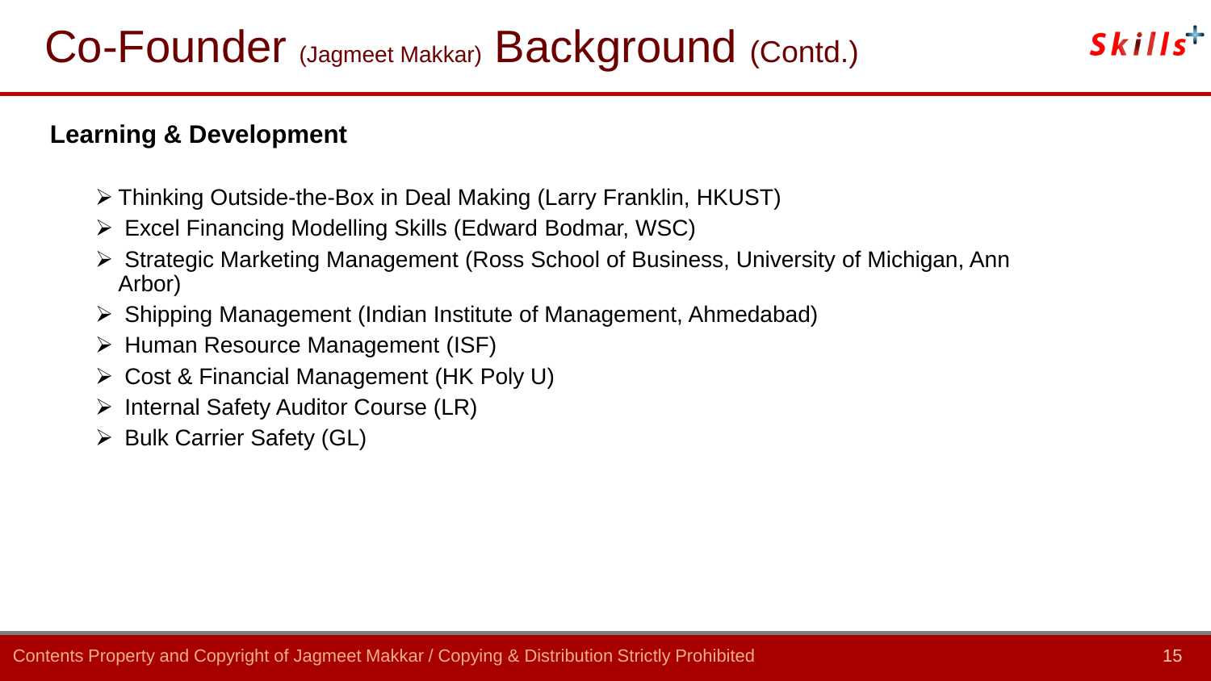# Co-Founder (Jagmeet Makkar) Background (Contd.)

**Learning & Development**

- Thinking Outside-the-Box in Deal Making (Larry Franklin, HKUST)
- Excel Financing Modelling Skills (Edward Bodmar, WSC)
- Strategic Marketing Management (Ross School of Business, University of Michigan, Ann Arbor)
- Shipping Management (Indian Institute of Management, Ahmedabad)
- Human Resource Management (ISF)
- Cost & Financial Management (HK Poly U)
- Internal Safety Auditor Course (LR)
- Bulk Carrier Safety (GL)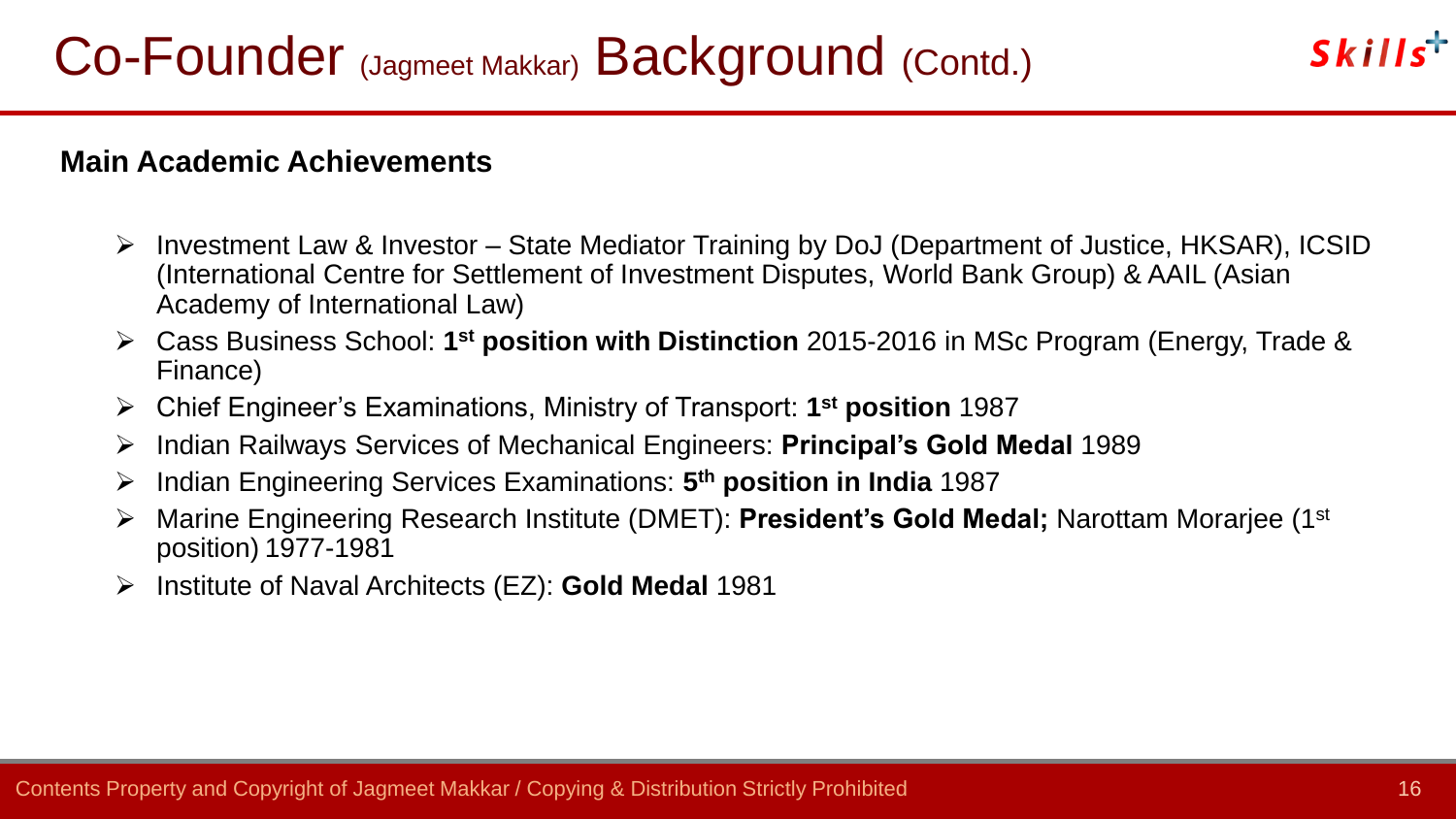# Co-Founder (Jagmeet Makkar) Background (Contd.)

**Main Academic Achievements**

- Investment Law & Investor – State Mediator Training by DoJ (Department of Justice, HKSAR), ICSID (International Centre for Settlement of Investment Disputes, World Bank Group) & AAIL (Asian Academy of International Law)
- Cass Business School: **1st position with Distinction** 2015-2016 in MSc Program (Energy, Trade & Finance)
- Chief Engineer's Examinations, Ministry of Transport: **1st position** 1987
- Indian Railways Services of Mechanical Engineers: **Principal's Gold Medal** 1989
- Indian Engineering Services Examinations: **5th position in India** 1987
- Marine Engineering Research Institute (DMET): **President's Gold Medal;** Narottam Morarjee (1st position) 1977-1981
- Institute of Naval Architects (EZ): **Gold Medal** 1981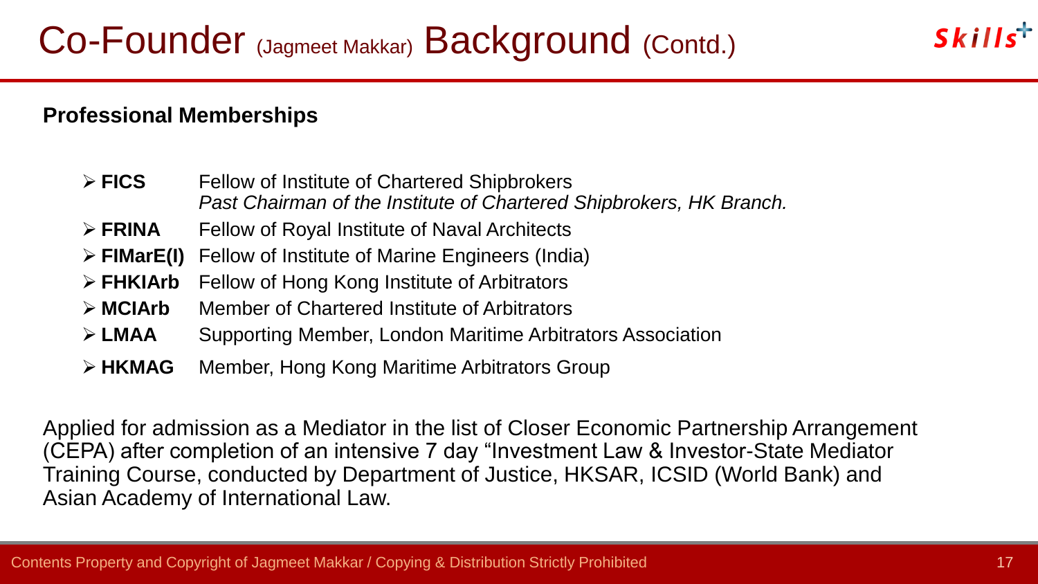# Co-Founder (Jagmeet Makkar) Background (Contd.)

## Professional Memberships

- **FICS** Fellow of Institute of Chartered Shipbrokers
  *Past Chairman of the Institute of Chartered Shipbrokers, HK Branch.*
- **FRINA** Fellow of Royal Institute of Naval Architects
- **FIMarE(I)** Fellow of Institute of Marine Engineers (India)
- **FHKIArb** Fellow of Hong Kong Institute of Arbitrators
- **MCIArb** Member of Chartered Institute of Arbitrators
- **LMAA** Supporting Member, London Maritime Arbitrators Association
- **HKMAG** Member, Hong Kong Maritime Arbitrators Group

Applied for admission as a Mediator in the list of Closer Economic Partnership Arrangement (CEPA) after completion of an intensive 7 day "Investment Law & Investor-State Mediator Training Course, conducted by Department of Justice, HKSAR, ICSID (World Bank) and Asian Academy of International Law.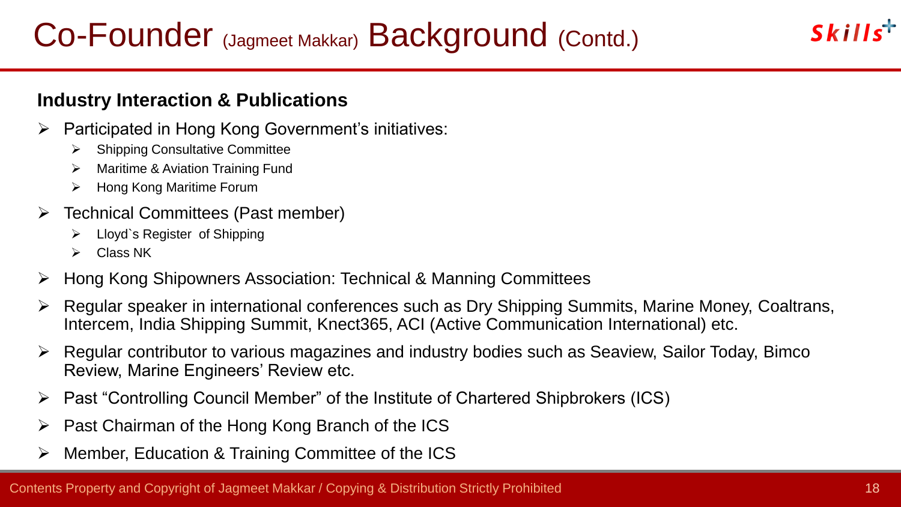# Co-Founder (Jagmeet Makkar) Background (Contd.)

**Industry Interaction & Publications**

- Participated in Hong Kong Government's initiatives:
  - Shipping Consultative Committee
  - Maritime & Aviation Training Fund
  - Hong Kong Maritime Forum
- Technical Committees (Past member)
  - Lloyd`s Register of Shipping
  - Class NK
- Hong Kong Shipowners Association: Technical & Manning Committees
- Regular speaker in international conferences such as Dry Shipping Summits, Marine Money, Coaltrans, Intercem, India Shipping Summit, Knect365, ACI (Active Communication International) etc.
- Regular contributor to various magazines and industry bodies such as Seaview, Sailor Today, Bimco Review, Marine Engineers' Review etc.
- Past "Controlling Council Member" of the Institute of Chartered Shipbrokers (ICS)
- Past Chairman of the Hong Kong Branch of the ICS
- Member, Education & Training Committee of the ICS

Contents Property and Copyright of Jagmeet Makkar / Copying & Distribution Strictly Prohibited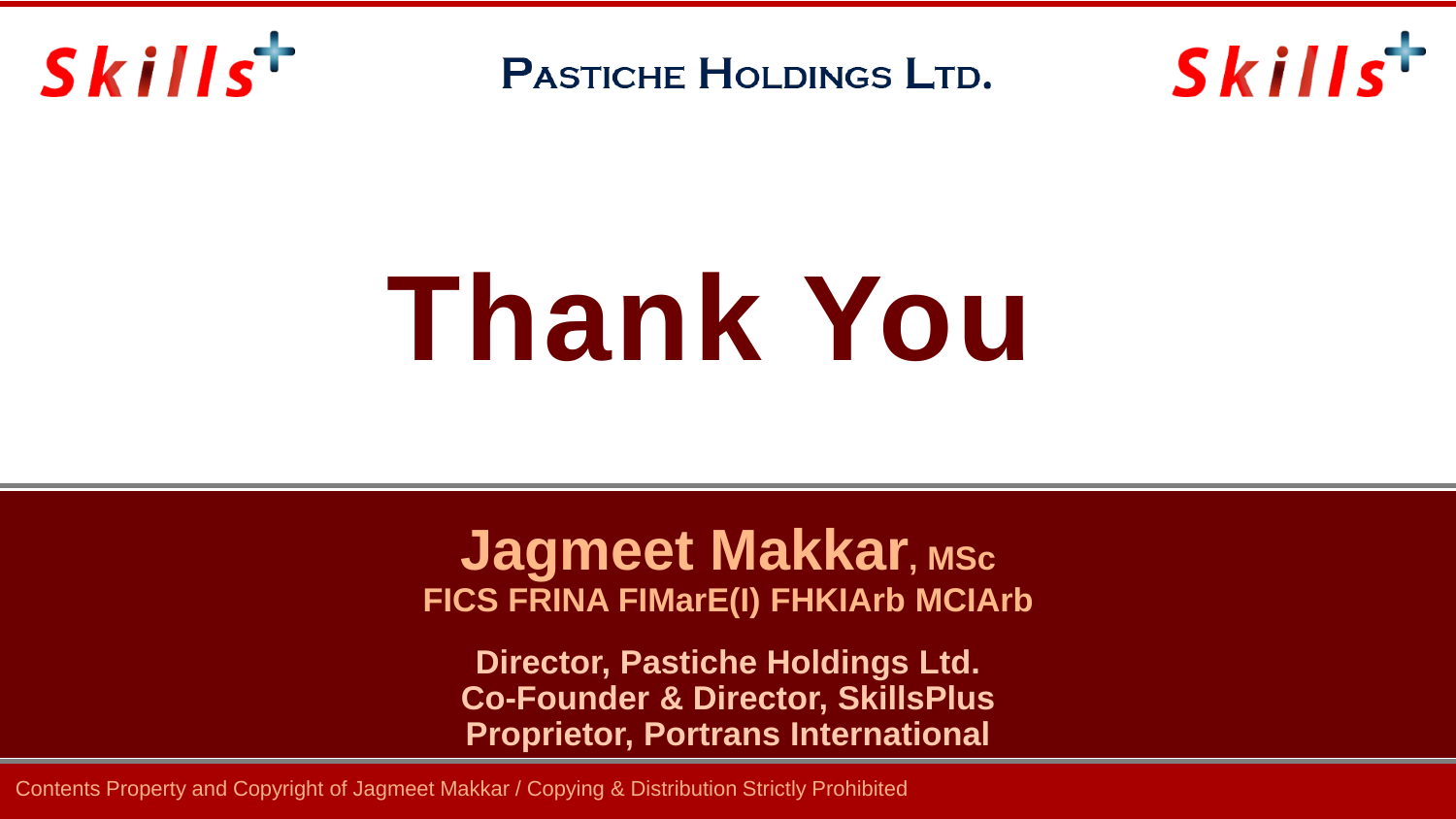Pastiche Holdings Ltd.

# Thank You

**Jagmeet Makkar**, **MSc**
**FICS FRINA FIMarE(I) FHKIArb MCIArb**

**Director, Pastiche Holdings Ltd.**
**Co-Founder & Director, SkillsPlus**
**Proprietor, Portrans International**

Contents Property and Copyright of Jagmeet Makkar / Copying & Distribution Strictly Prohibited